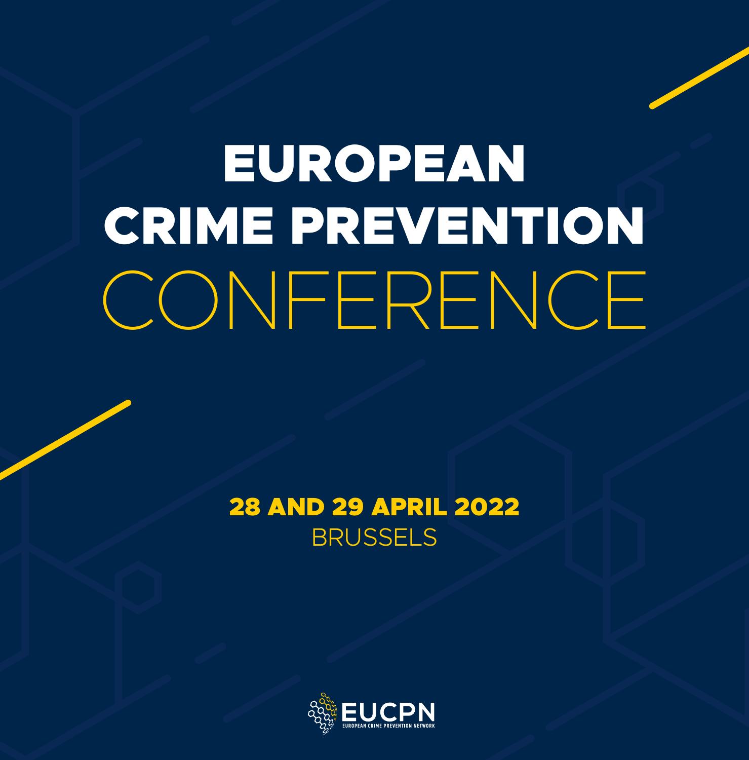# EUROPEAN CRIME PREVENTION CONFERENCE

**28 AND 29 APRIL 2022**

BRUSSELS

EUCPN
EUROPEAN CRIME PREVENTION NETWORK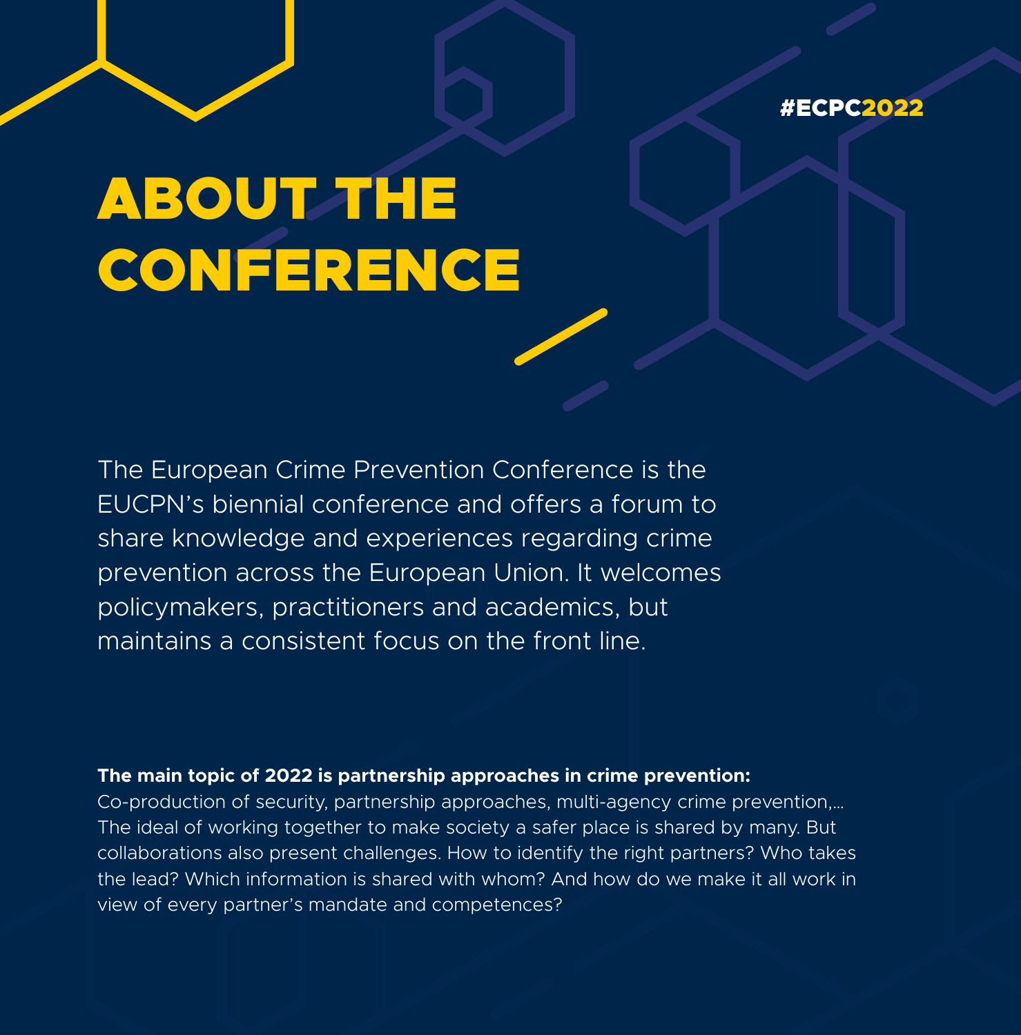#ECPC2022

# ABOUT THE CONFERENCE

The European Crime Prevention Conference is the EUCPN's biennial conference and offers a forum to share knowledge and experiences regarding crime prevention across the European Union. It welcomes policymakers, practitioners and academics, but maintains a consistent focus on the front line.

**The main topic of 2022 is partnership approaches in crime prevention:**
Co-production of security, partnership approaches, multi-agency crime prevention,... The ideal of working together to make society a safer place is shared by many. But collaborations also present challenges. How to identify the right partners? Who takes the lead? Which information is shared with whom? And how do we make it all work in view of every partner's mandate and competences?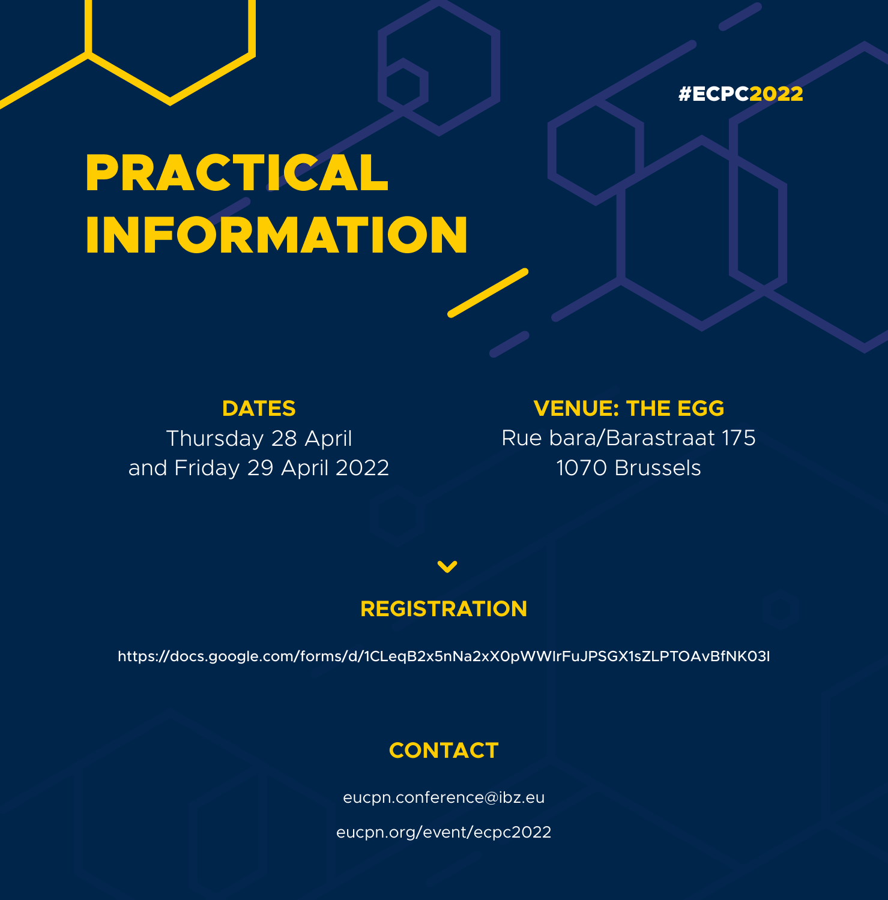#ECPC2022

# PRACTICAL INFORMATION

## DATES

Thursday 28 April
and Friday 29 April 2022

## VENUE: THE EGG

Rue bara/Barastraat 175
1070 Brussels

## REGISTRATION

https://docs.google.com/forms/d/1CLeqB2x5nNa2xX0pWWIrFuJPSGX1sZLPTOAvBfNK03I

## CONTACT

eucpn.conference@ibz.eu

eucpn.org/event/ecpc2022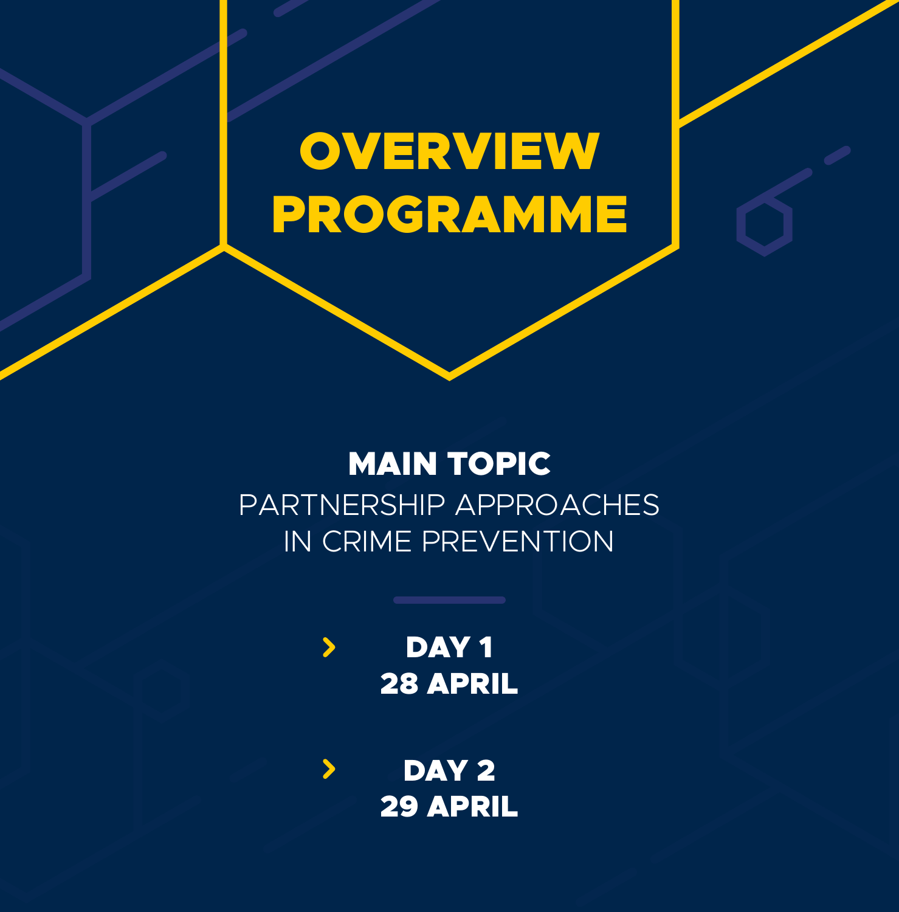# OVERVIEW PROGRAMME

**MAIN TOPIC**

PARTNERSHIP APPROACHES IN CRIME PREVENTION

- **DAY 1**
  **28 APRIL**

- **DAY 2**
  **29 APRIL**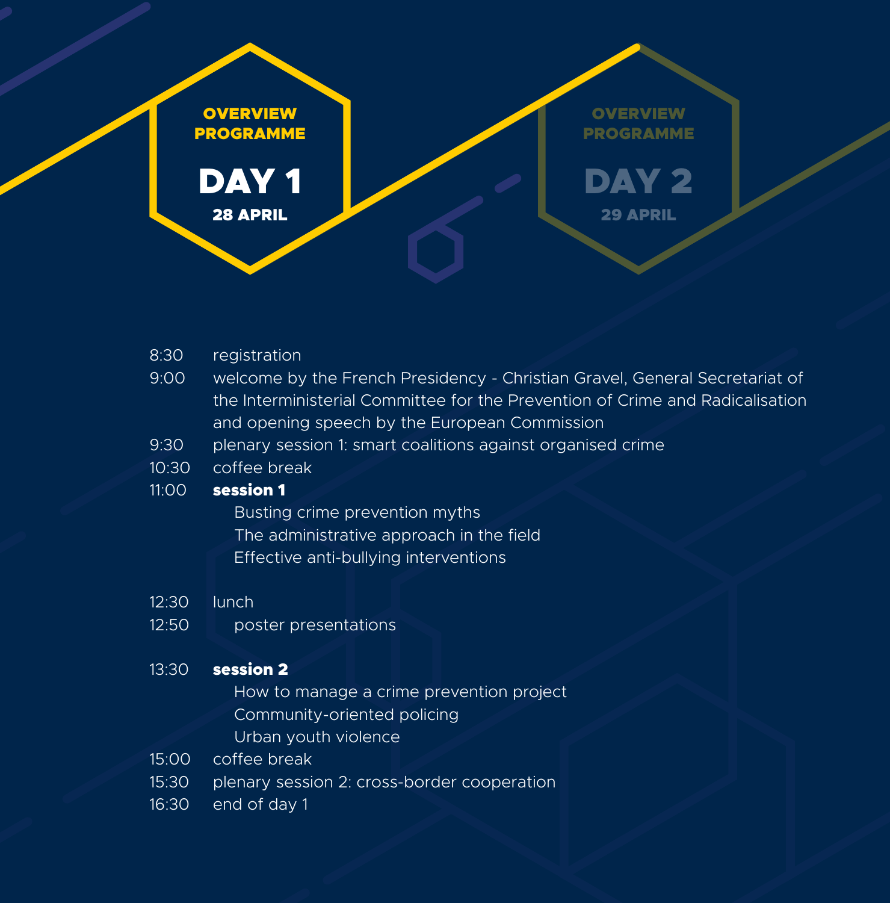# OVERVIEW PROGRAMME

## DAY 1

**28 APRIL**

OVERVIEW PROGRAMME DAY 2 29 APRIL

| | |
|---|---|
| 8:30 | registration |
| 9:00 | welcome by the French Presidency - Christian Gravel, General Secretariat of the Interministerial Committee for the Prevention of Crime and Radicalisation and opening speech by the European Commission |
| 9:30 | plenary session 1: smart coalitions against organised crime |
| 10:30 | coffee break |
| 11:00 | **session 1**<br>Busting crime prevention myths<br>The administrative approach in the field<br>Effective anti-bullying interventions |
| 12:30 | lunch |
| 12:50 | poster presentations |
| 13:30 | **session 2**<br>How to manage a crime prevention project<br>Community-oriented policing<br>Urban youth violence |
| 15:00 | coffee break |
| 15:30 | plenary session 2: cross-border cooperation |
| 16:30 | end of day 1 |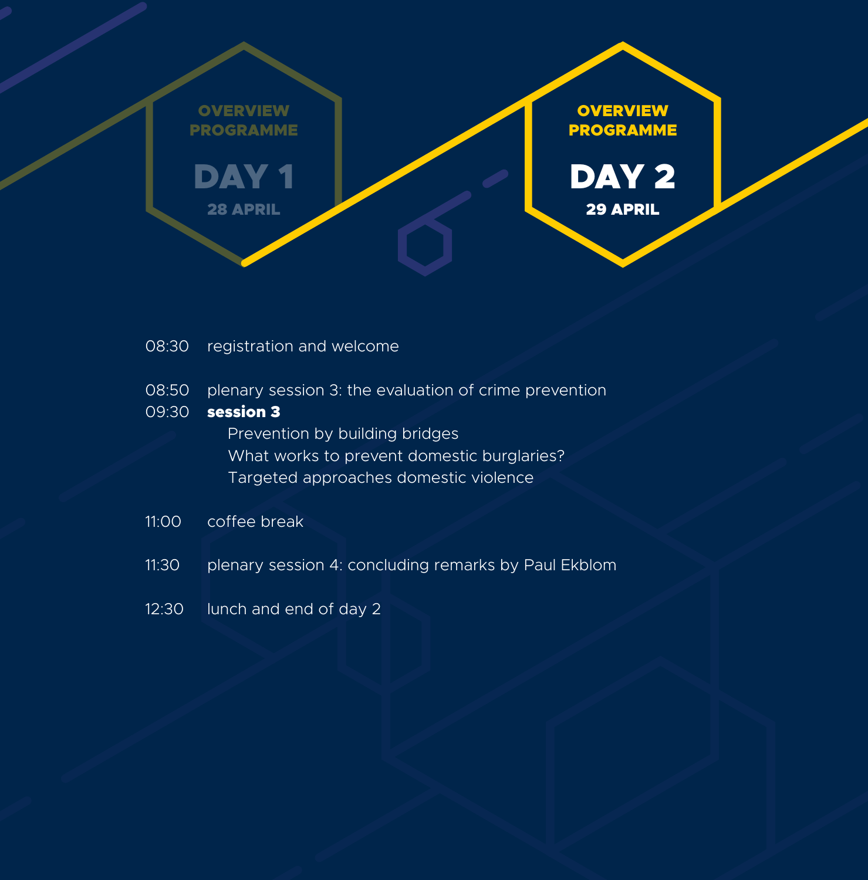OVERVIEW PROGRAMME

DAY 1

28 APRIL

## OVERVIEW PROGRAMME

# DAY 2

## 29 APRIL

08:30 registration and welcome

08:50 plenary session 3: the evaluation of crime prevention

09:30 **session 3**

- Prevention by building bridges
- What works to prevent domestic burglaries?
- Targeted approaches domestic violence

11:00 coffee break

11:30 plenary session 4: concluding remarks by Paul Ekblom

12:30 lunch and end of day 2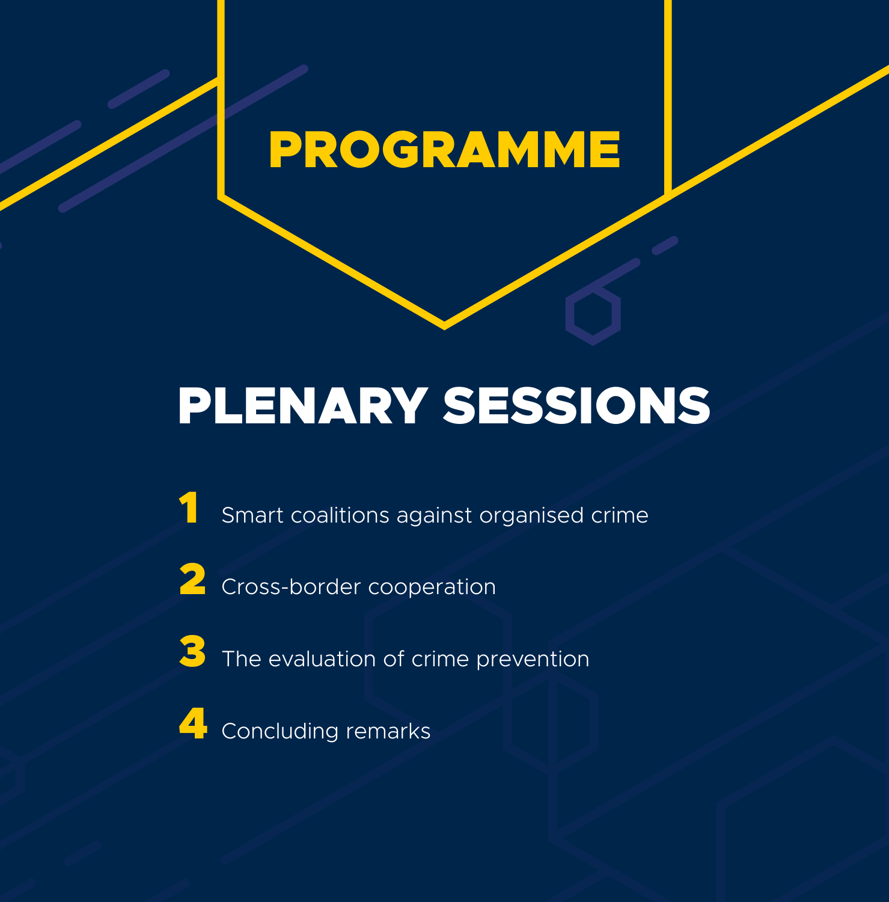# PROGRAMME

## PLENARY SESSIONS

1. Smart coalitions against organised crime
2. Cross-border cooperation
3. The evaluation of crime prevention
4. Concluding remarks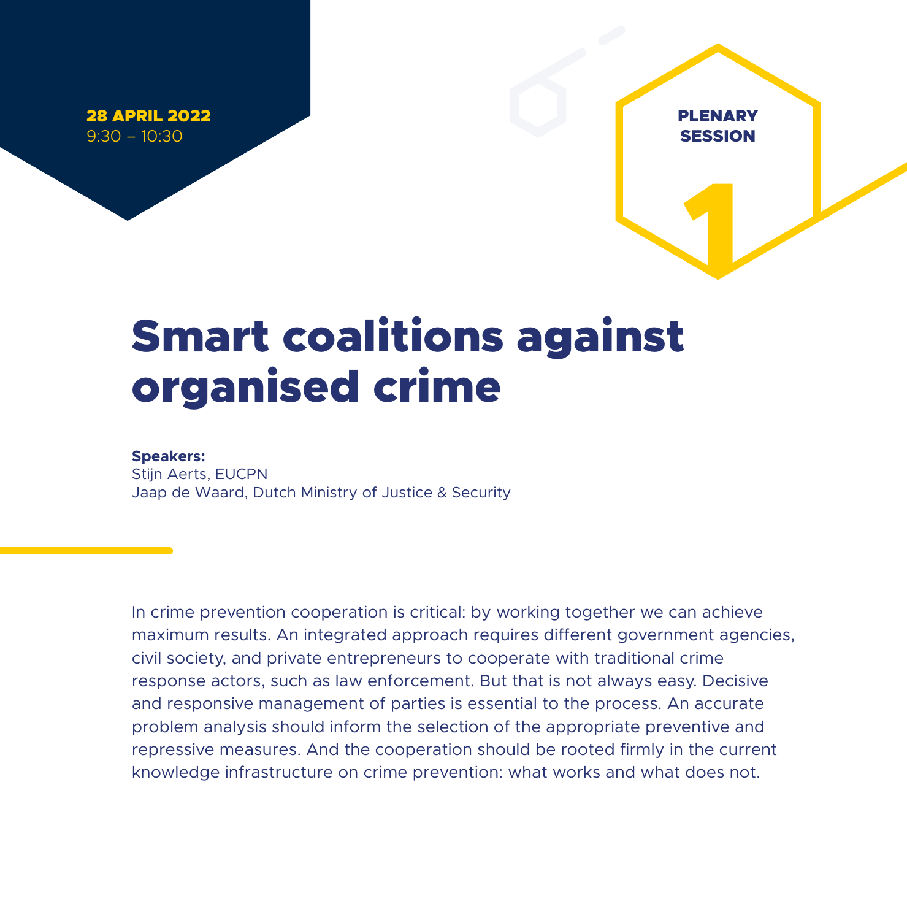**28 APRIL 2022**
9:30 – 10:30

**PLENARY SESSION 1**

# Smart coalitions against organised crime

**Speakers:**
Stijn Aerts, EUCPN
Jaap de Waard, Dutch Ministry of Justice & Security

In crime prevention cooperation is critical: by working together we can achieve maximum results. An integrated approach requires different government agencies, civil society, and private entrepreneurs to cooperate with traditional crime response actors, such as law enforcement. But that is not always easy. Decisive and responsive management of parties is essential to the process. An accurate problem analysis should inform the selection of the appropriate preventive and repressive measures. And the cooperation should be rooted firmly in the current knowledge infrastructure on crime prevention: what works and what does not.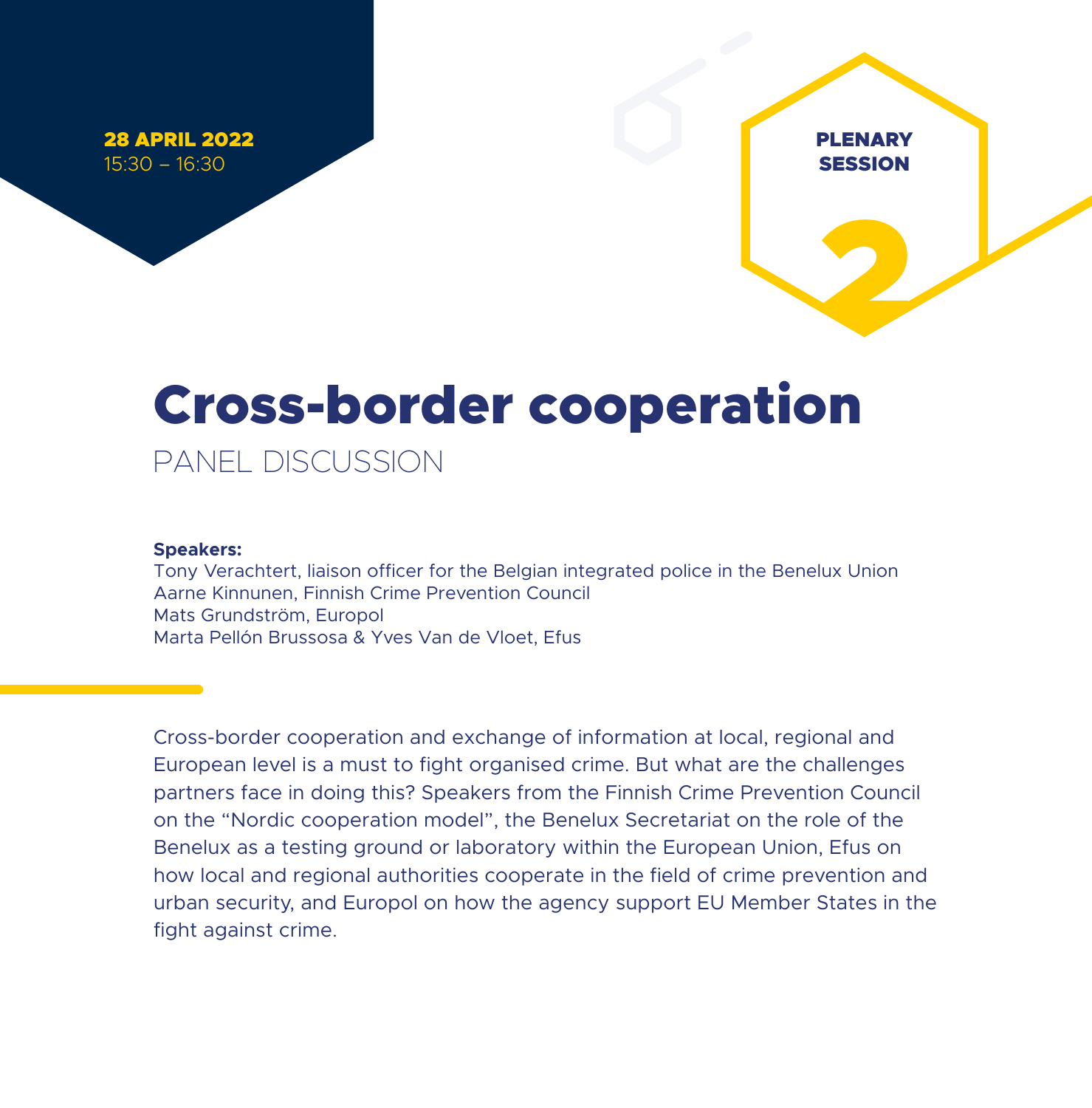**28 APRIL 2022**
15:30 – 16:30

**PLENARY SESSION**

**2**

# Cross-border cooperation

PANEL DISCUSSION

**Speakers:**
Tony Verachtert, liaison officer for the Belgian integrated police in the Benelux Union
Aarne Kinnunen, Finnish Crime Prevention Council
Mats Grundström, Europol
Marta Pellón Brussosa & Yves Van de Vloet, Efus

Cross-border cooperation and exchange of information at local, regional and European level is a must to fight organised crime. But what are the challenges partners face in doing this? Speakers from the Finnish Crime Prevention Council on the "Nordic cooperation model", the Benelux Secretariat on the role of the Benelux as a testing ground or laboratory within the European Union, Efus on how local and regional authorities cooperate in the field of crime prevention and urban security, and Europol on how the agency support EU Member States in the fight against crime.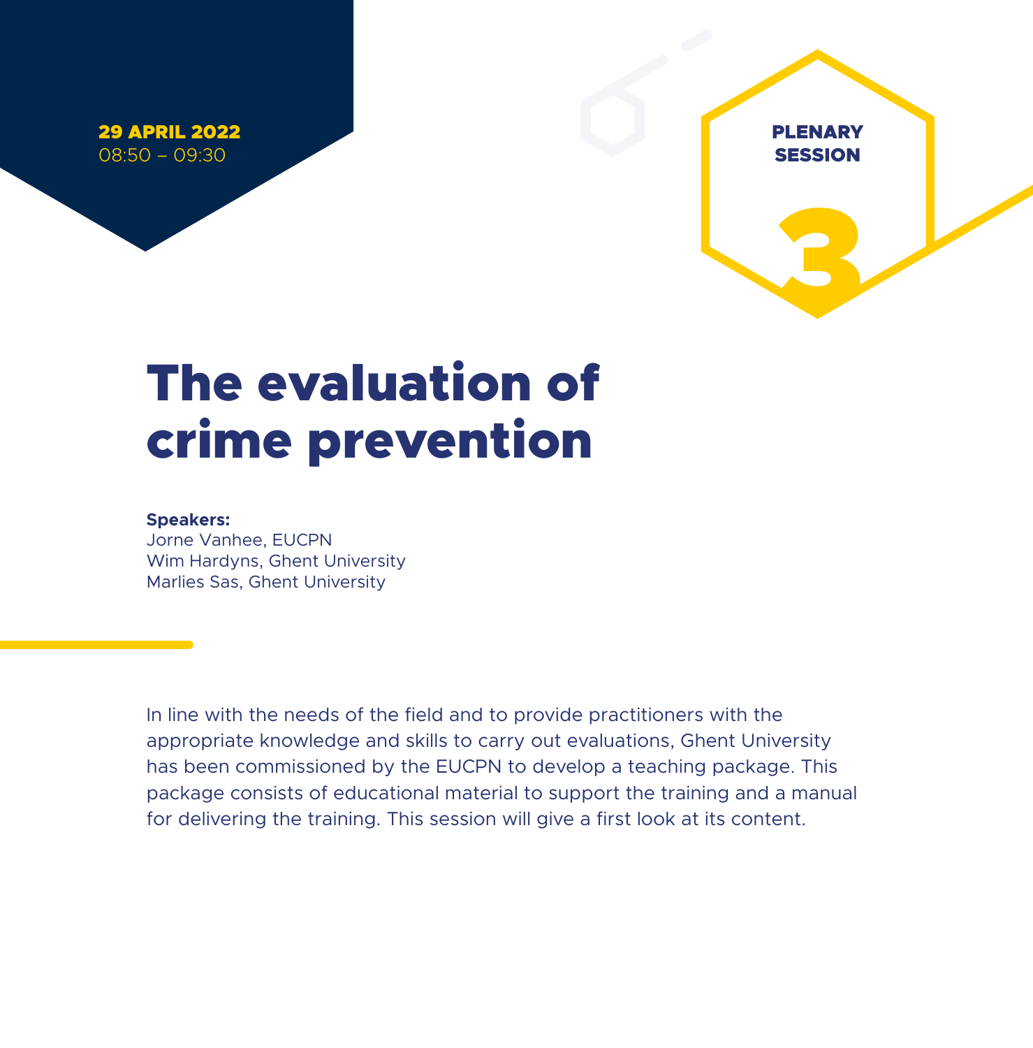**29 APRIL 2022**
08:50 – 09:30

PLENARY SESSION

3

# The evaluation of crime prevention

**Speakers:**
Jorne Vanhee, EUCPN
Wim Hardyns, Ghent University
Marlies Sas, Ghent University

In line with the needs of the field and to provide practitioners with the appropriate knowledge and skills to carry out evaluations, Ghent University has been commissioned by the EUCPN to develop a teaching package. This package consists of educational material to support the training and a manual for delivering the training. This session will give a first look at its content.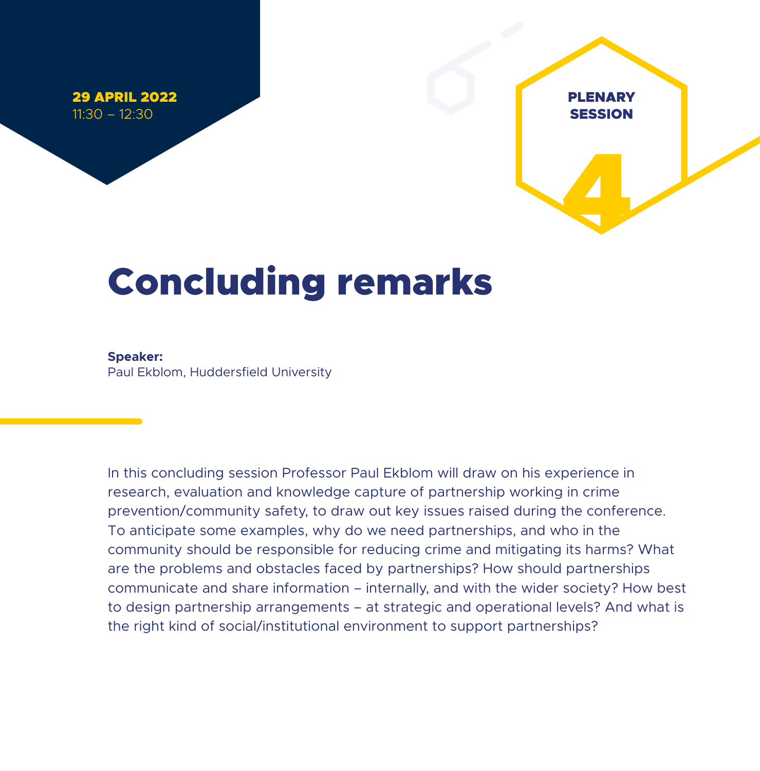**29 APRIL 2022**
11:30 – 12:30

PLENARY SESSION 4

# Concluding remarks

**Speaker:**
Paul Ekblom, Huddersfield University

In this concluding session Professor Paul Ekblom will draw on his experience in research, evaluation and knowledge capture of partnership working in crime prevention/community safety, to draw out key issues raised during the conference. To anticipate some examples, why do we need partnerships, and who in the community should be responsible for reducing crime and mitigating its harms? What are the problems and obstacles faced by partnerships? How should partnerships communicate and share information – internally, and with the wider society? How best to design partnership arrangements – at strategic and operational levels? And what is the right kind of social/institutional environment to support partnerships?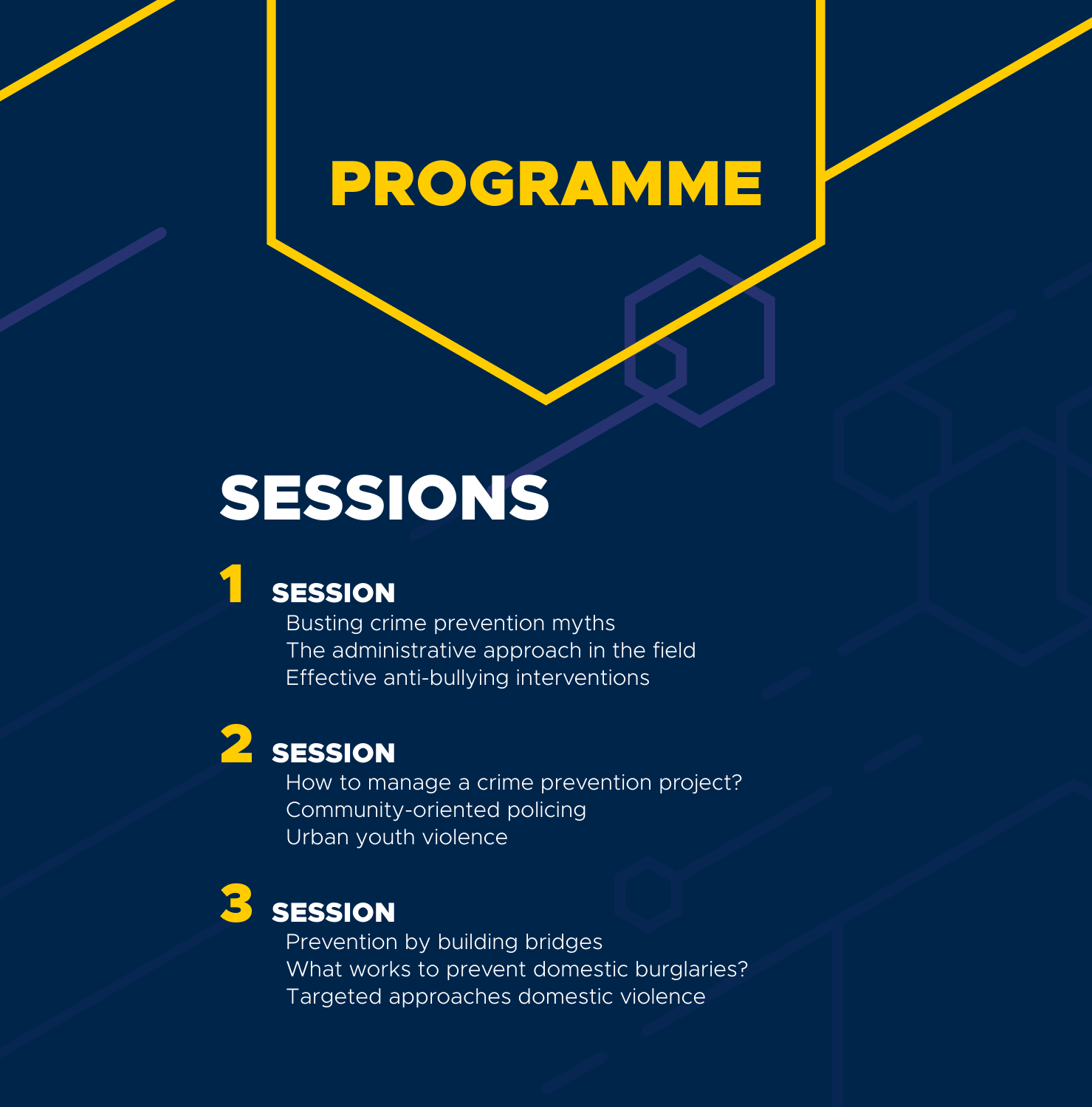# PROGRAMME

## SESSIONS

### 1 SESSION

- Busting crime prevention myths
- The administrative approach in the field
- Effective anti-bullying interventions

### 2 SESSION

- How to manage a crime prevention project?
- Community-oriented policing
- Urban youth violence

### 3 SESSION

- Prevention by building bridges
- What works to prevent domestic burglaries?
- Targeted approaches domestic violence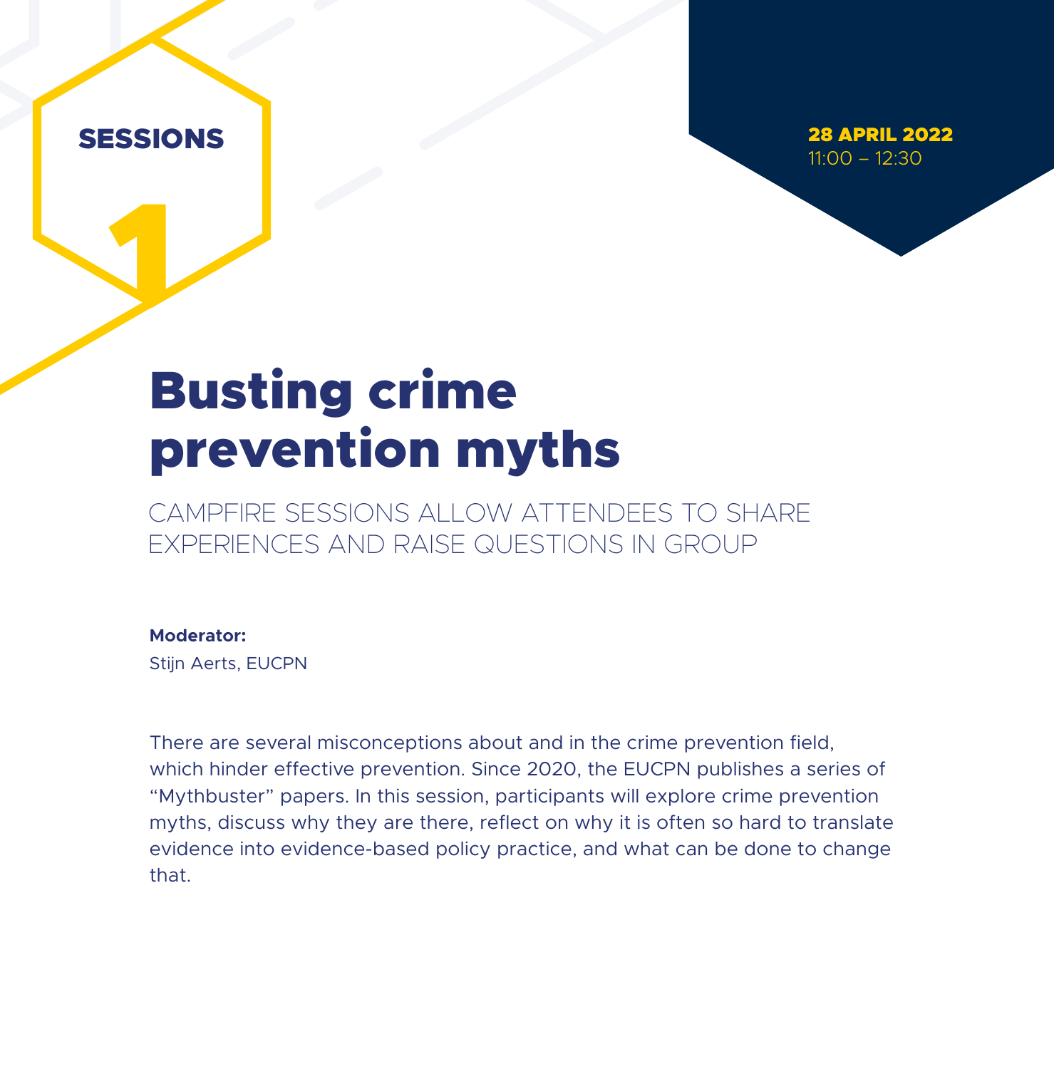SESSIONS

1

**28 APRIL 2022**
11:00 – 12:30

# Busting crime prevention myths

CAMPFIRE SESSIONS ALLOW ATTENDEES TO SHARE EXPERIENCES AND RAISE QUESTIONS IN GROUP

**Moderator:**
Stijn Aerts, EUCPN

There are several misconceptions about and in the crime prevention field, which hinder effective prevention. Since 2020, the EUCPN publishes a series of "Mythbuster" papers. In this session, participants will explore crime prevention myths, discuss why they are there, reflect on why it is often so hard to translate evidence into evidence-based policy practice, and what can be done to change that.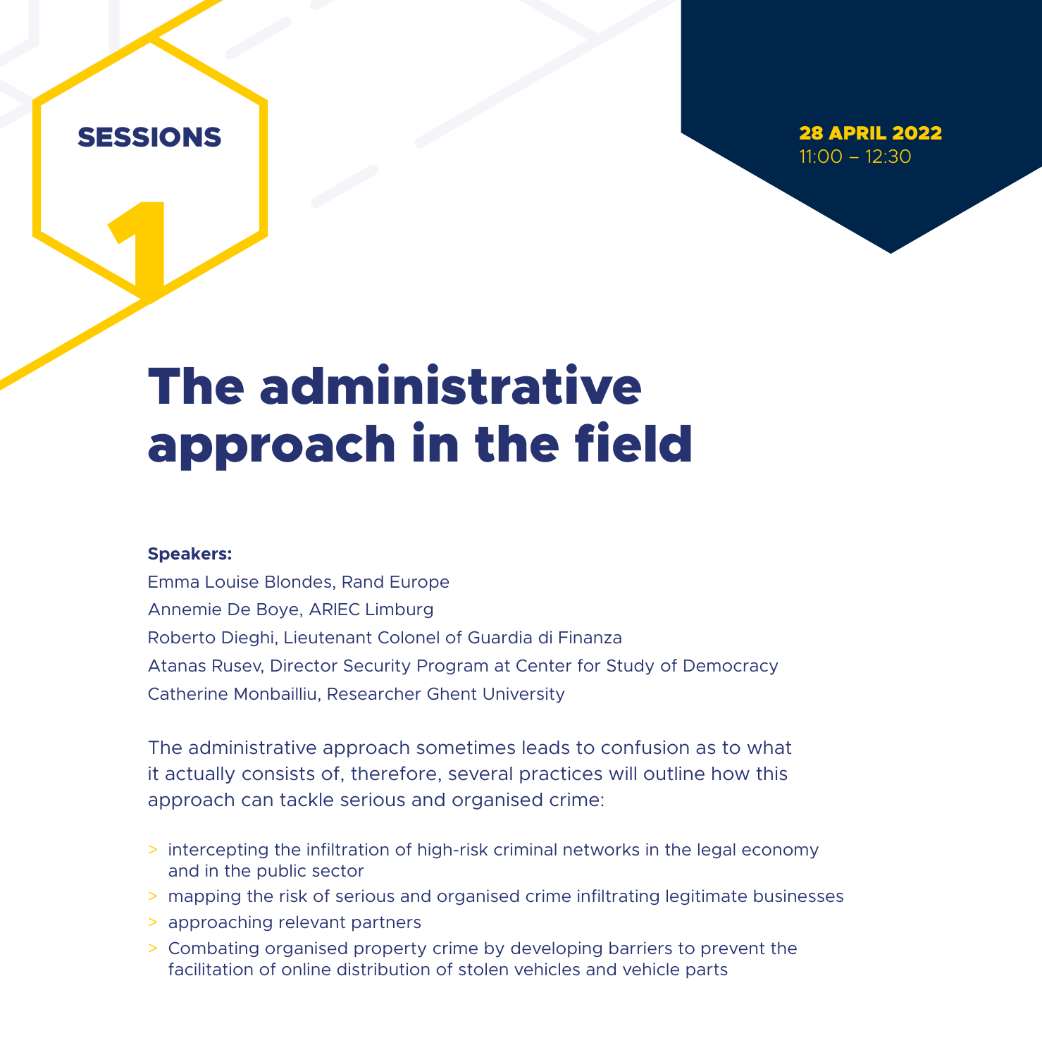SESSIONS 1

28 APRIL 2022
11:00 – 12:30

# The administrative approach in the field

**Speakers:**
Emma Louise Blondes, Rand Europe
Annemie De Boye, ARIEC Limburg
Roberto Dieghi, Lieutenant Colonel of Guardia di Finanza
Atanas Rusev, Director Security Program at Center for Study of Democracy
Catherine Monbailliu, Researcher Ghent University

The administrative approach sometimes leads to confusion as to what it actually consists of, therefore, several practices will outline how this approach can tackle serious and organised crime:

- intercepting the infiltration of high-risk criminal networks in the legal economy and in the public sector
- mapping the risk of serious and organised crime infiltrating legitimate businesses
- approaching relevant partners
- Combating organised property crime by developing barriers to prevent the facilitation of online distribution of stolen vehicles and vehicle parts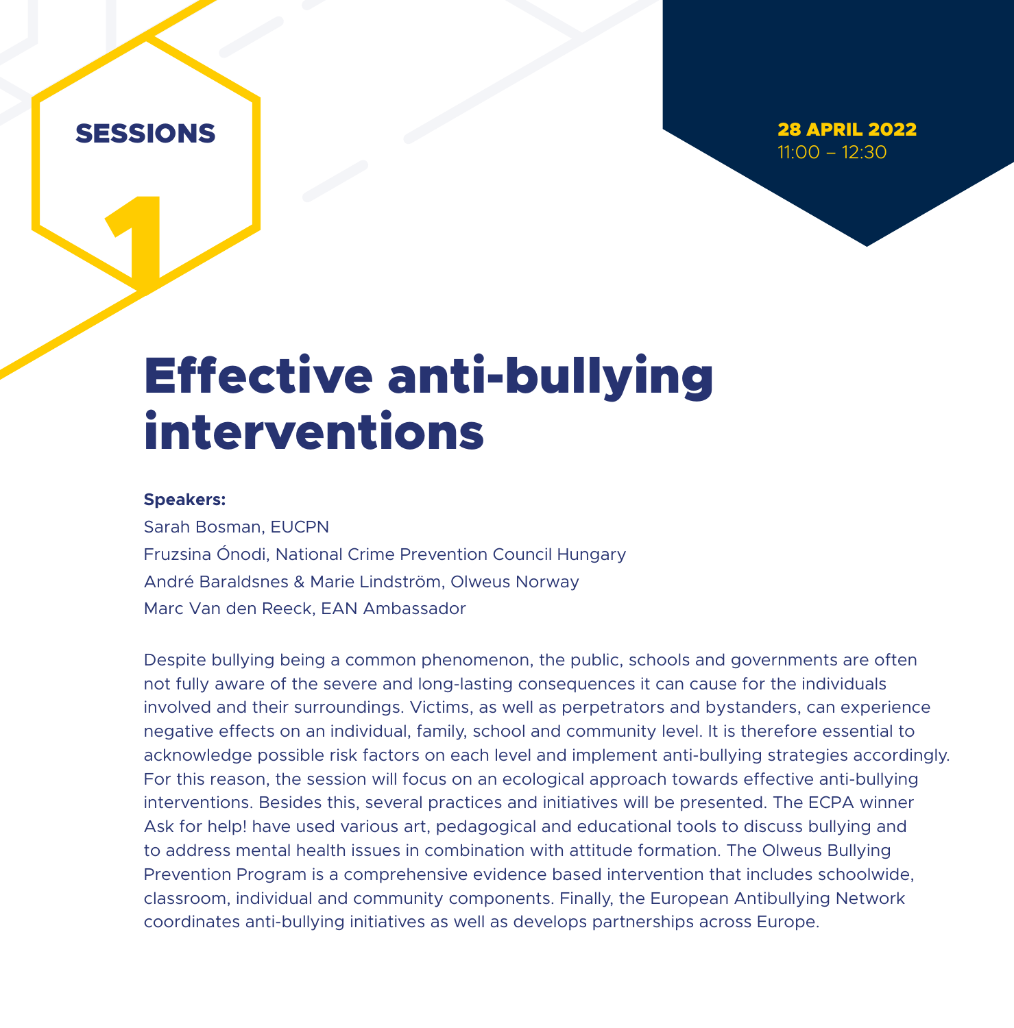SESSIONS

1

**28 APRIL 2022**
11:00 – 12:30

# Effective anti-bullying interventions

**Speakers:**

Sarah Bosman, EUCPN
Fruzsina Ónodi, National Crime Prevention Council Hungary
André Baraldsnes & Marie Lindström, Olweus Norway
Marc Van den Reeck, EAN Ambassador

Despite bullying being a common phenomenon, the public, schools and governments are often not fully aware of the severe and long-lasting consequences it can cause for the individuals involved and their surroundings. Victims, as well as perpetrators and bystanders, can experience negative effects on an individual, family, school and community level. It is therefore essential to acknowledge possible risk factors on each level and implement anti-bullying strategies accordingly. For this reason, the session will focus on an ecological approach towards effective anti-bullying interventions. Besides this, several practices and initiatives will be presented. The ECPA winner Ask for help! have used various art, pedagogical and educational tools to discuss bullying and to address mental health issues in combination with attitude formation. The Olweus Bullying Prevention Program is a comprehensive evidence based intervention that includes schoolwide, classroom, individual and community components. Finally, the European Antibullying Network coordinates anti-bullying initiatives as well as develops partnerships across Europe.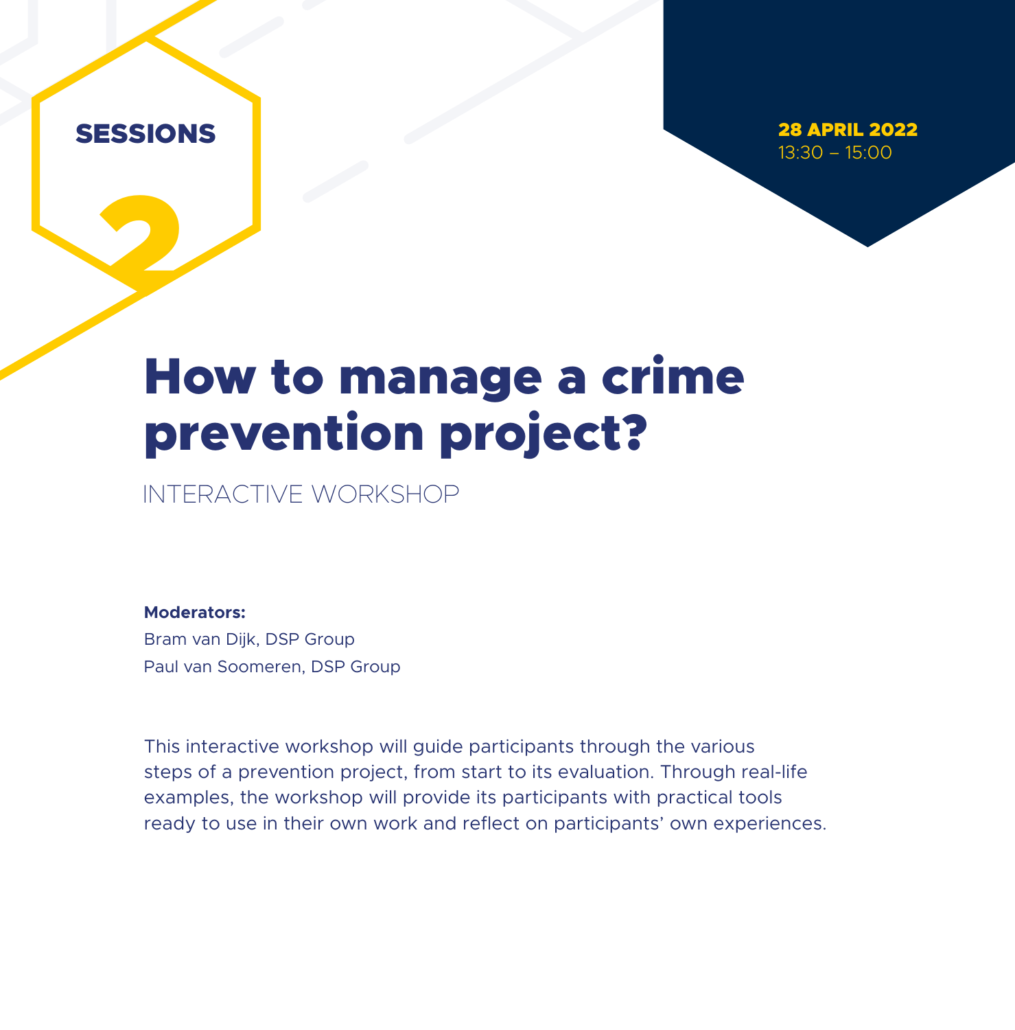SESSIONS 2

28 APRIL 2022
13:30 – 15:00

# How to manage a crime prevention project?

INTERACTIVE WORKSHOP

**Moderators:**
Bram van Dijk, DSP Group
Paul van Soomeren, DSP Group

This interactive workshop will guide participants through the various steps of a prevention project, from start to its evaluation. Through real-life examples, the workshop will provide its participants with practical tools ready to use in their own work and reflect on participants' own experiences.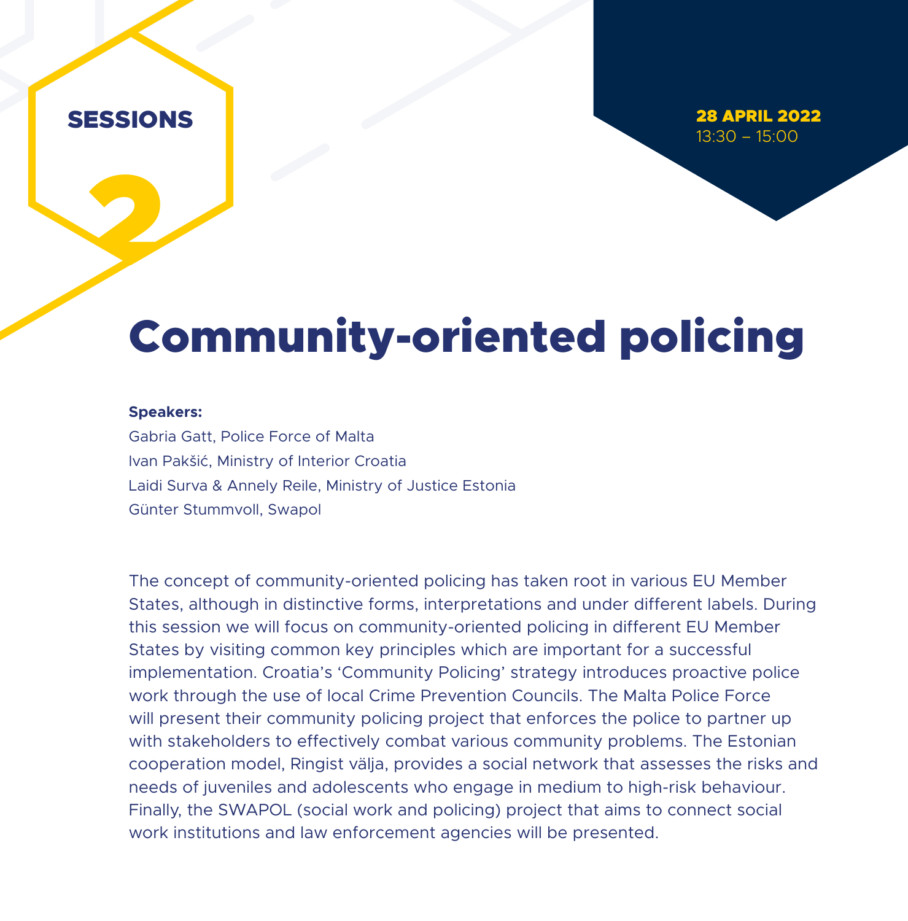SESSIONS 2

**28 APRIL 2022**
13:30 – 15:00

# Community-oriented policing

**Speakers:**
Gabria Gatt, Police Force of Malta
Ivan Pakšić, Ministry of Interior Croatia
Laidi Surva & Annely Reile, Ministry of Justice Estonia
Günter Stummvoll, Swapol

The concept of community-oriented policing has taken root in various EU Member States, although in distinctive forms, interpretations and under different labels. During this session we will focus on community-oriented policing in different EU Member States by visiting common key principles which are important for a successful implementation. Croatia's 'Community Policing' strategy introduces proactive police work through the use of local Crime Prevention Councils. The Malta Police Force will present their community policing project that enforces the police to partner up with stakeholders to effectively combat various community problems. The Estonian cooperation model, Ringist välja, provides a social network that assesses the risks and needs of juveniles and adolescents who engage in medium to high-risk behaviour. Finally, the SWAPOL (social work and policing) project that aims to connect social work institutions and law enforcement agencies will be presented.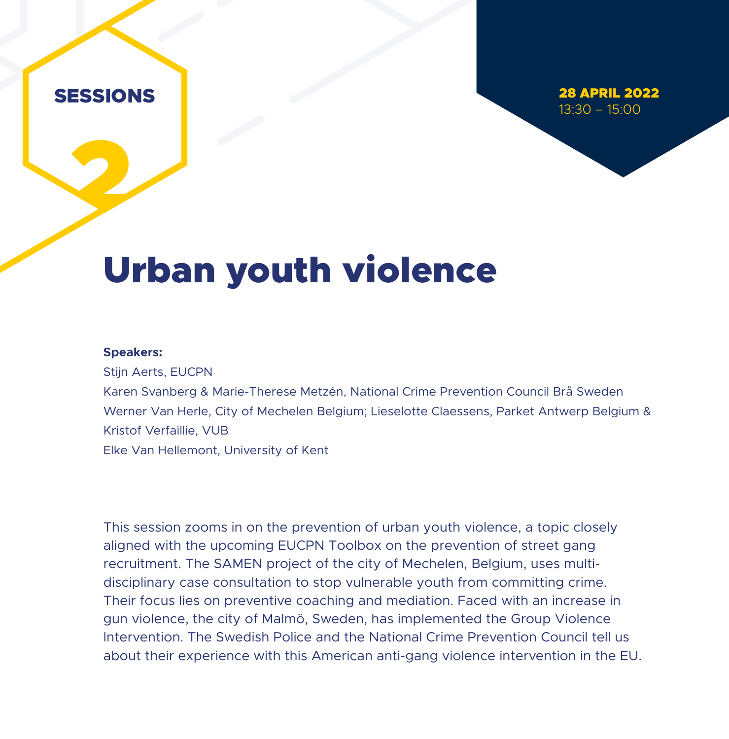SESSIONS 2

**28 APRIL 2022**
13:30 – 15:00

# Urban youth violence

**Speakers:**
Stijn Aerts, EUCPN
Karen Svanberg & Marie-Therese Metzén, National Crime Prevention Council Brå Sweden
Werner Van Herle, City of Mechelen Belgium; Lieselotte Claessens, Parket Antwerp Belgium & Kristof Verfaillie, VUB
Elke Van Hellemont, University of Kent

This session zooms in on the prevention of urban youth violence, a topic closely aligned with the upcoming EUCPN Toolbox on the prevention of street gang recruitment. The SAMEN project of the city of Mechelen, Belgium, uses multi-disciplinary case consultation to stop vulnerable youth from committing crime. Their focus lies on preventive coaching and mediation. Faced with an increase in gun violence, the city of Malmö, Sweden, has implemented the Group Violence Intervention. The Swedish Police and the National Crime Prevention Council tell us about their experience with this American anti-gang violence intervention in the EU.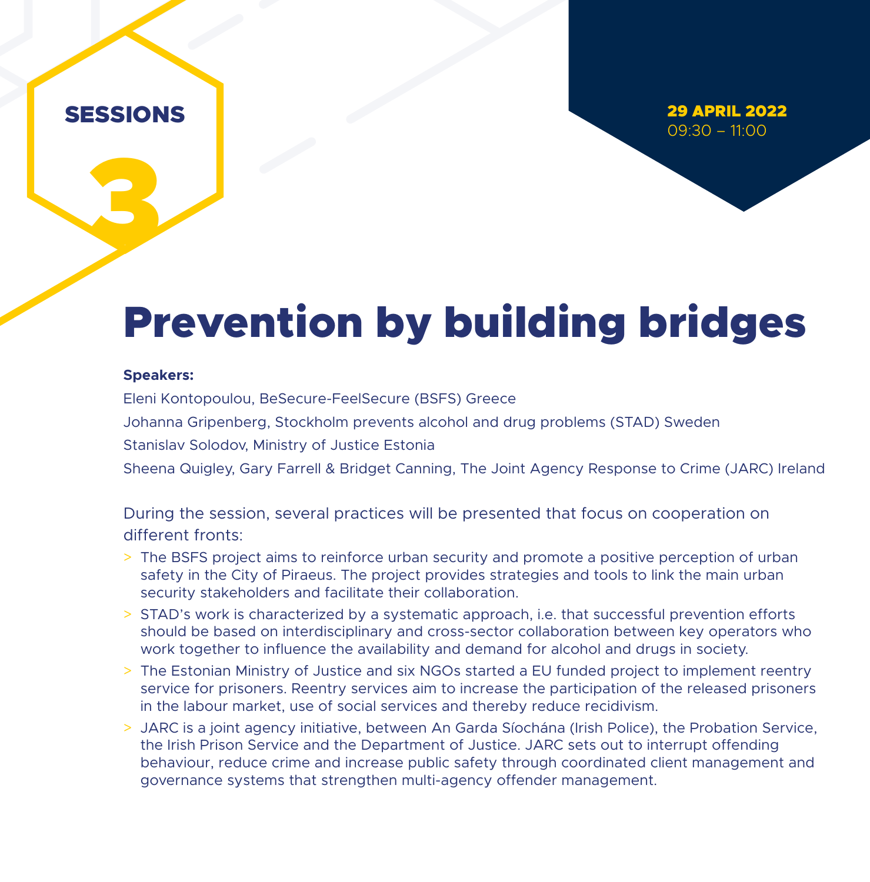SESSIONS

3

**29 APRIL 2022**
09:30 – 11:00

# Prevention by building bridges

**Speakers:**

Eleni Kontopoulou, BeSecure-FeelSecure (BSFS) Greece

Johanna Gripenberg, Stockholm prevents alcohol and drug problems (STAD) Sweden

Stanislav Solodov, Ministry of Justice Estonia

Sheena Quigley, Gary Farrell & Bridget Canning, The Joint Agency Response to Crime (JARC) Ireland

During the session, several practices will be presented that focus on cooperation on different fronts:

- The BSFS project aims to reinforce urban security and promote a positive perception of urban safety in the City of Piraeus. The project provides strategies and tools to link the main urban security stakeholders and facilitate their collaboration.
- STAD's work is characterized by a systematic approach, i.e. that successful prevention efforts should be based on interdisciplinary and cross-sector collaboration between key operators who work together to influence the availability and demand for alcohol and drugs in society.
- The Estonian Ministry of Justice and six NGOs started a EU funded project to implement reentry service for prisoners. Reentry services aim to increase the participation of the released prisoners in the labour market, use of social services and thereby reduce recidivism.
- JARC is a joint agency initiative, between An Garda Síochána (Irish Police), the Probation Service, the Irish Prison Service and the Department of Justice. JARC sets out to interrupt offending behaviour, reduce crime and increase public safety through coordinated client management and governance systems that strengthen multi-agency offender management.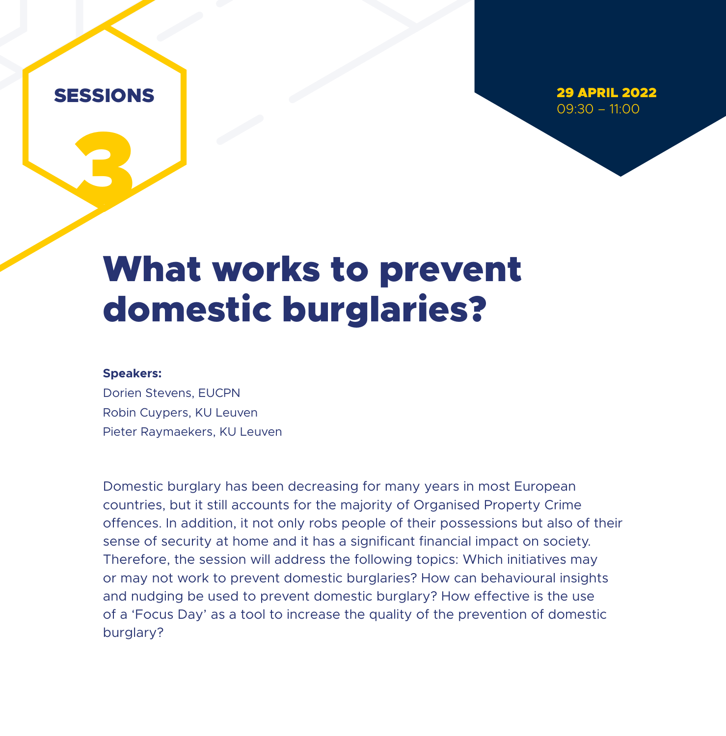SESSIONS

3

**29 APRIL 2022**
09:30 – 11:00

# What works to prevent domestic burglaries?

**Speakers:**
Dorien Stevens, EUCPN
Robin Cuypers, KU Leuven
Pieter Raymaekers, KU Leuven

Domestic burglary has been decreasing for many years in most European countries, but it still accounts for the majority of Organised Property Crime offences. In addition, it not only robs people of their possessions but also of their sense of security at home and it has a significant financial impact on society. Therefore, the session will address the following topics: Which initiatives may or may not work to prevent domestic burglaries? How can behavioural insights and nudging be used to prevent domestic burglary? How effective is the use of a 'Focus Day' as a tool to increase the quality of the prevention of domestic burglary?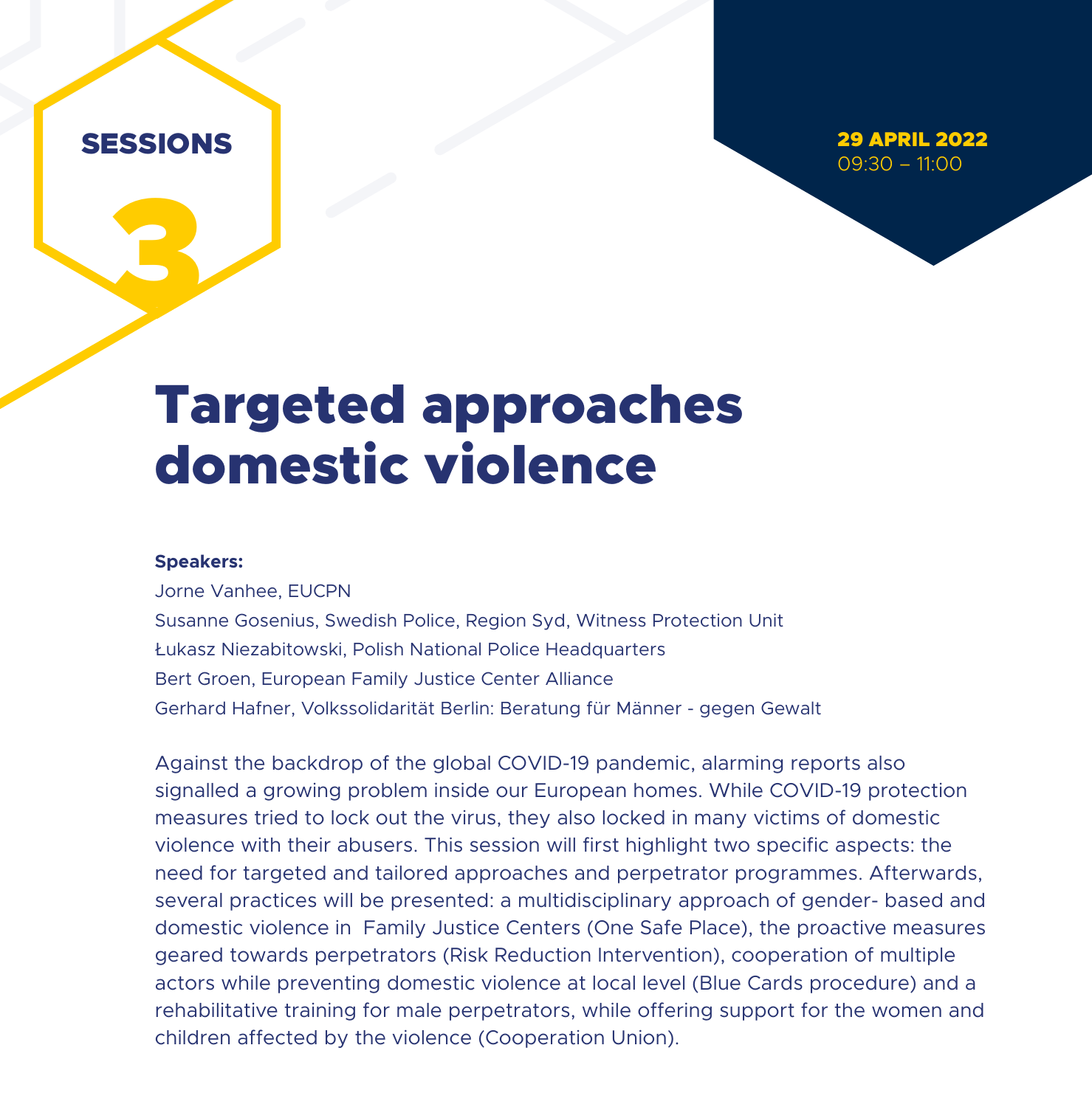SESSIONS 3

**29 APRIL 2022**
09:30 – 11:00

# Targeted approaches domestic violence

**Speakers:**

Jorne Vanhee, EUCPN

Susanne Gosenius, Swedish Police, Region Syd, Witness Protection Unit

Łukasz Niezabitowski, Polish National Police Headquarters

Bert Groen, European Family Justice Center Alliance

Gerhard Hafner, Volkssolidarität Berlin: Beratung für Männer - gegen Gewalt

Against the backdrop of the global COVID-19 pandemic, alarming reports also signalled a growing problem inside our European homes. While COVID-19 protection measures tried to lock out the virus, they also locked in many victims of domestic violence with their abusers. This session will first highlight two specific aspects: the need for targeted and tailored approaches and perpetrator programmes. Afterwards, several practices will be presented: a multidisciplinary approach of gender- based and domestic violence in Family Justice Centers (One Safe Place), the proactive measures geared towards perpetrators (Risk Reduction Intervention), cooperation of multiple actors while preventing domestic violence at local level (Blue Cards procedure) and a rehabilitative training for male perpetrators, while offering support for the women and children affected by the violence (Cooperation Union).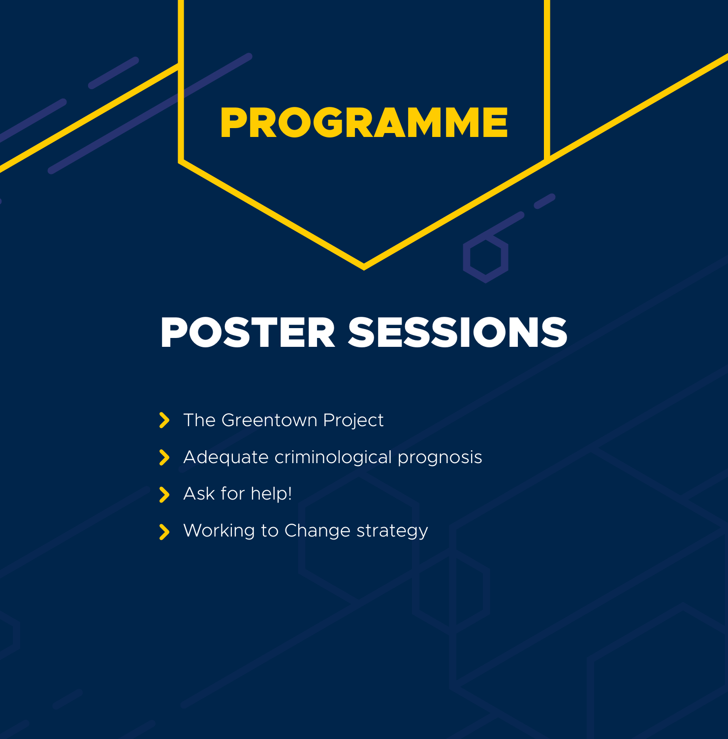# PROGRAMME

## POSTER SESSIONS

- The Greentown Project
- Adequate criminological prognosis
- Ask for help!
- Working to Change strategy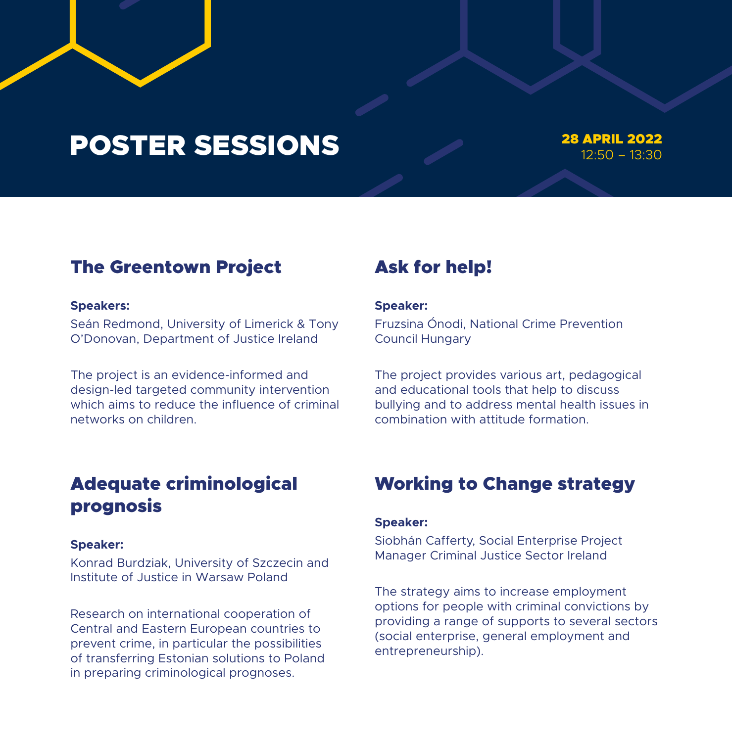# POSTER SESSIONS

**28 APRIL 2022**
12:50 – 13:30

## The Greentown Project

**Speakers:**
Seán Redmond, University of Limerick & Tony O'Donovan, Department of Justice Ireland

The project is an evidence-informed and design-led targeted community intervention which aims to reduce the influence of criminal networks on children.

## Ask for help!

**Speaker:**
Fruzsina Ónodi, National Crime Prevention Council Hungary

The project provides various art, pedagogical and educational tools that help to discuss bullying and to address mental health issues in combination with attitude formation.

## Adequate criminological prognosis

**Speaker:**
Konrad Burdziak, University of Szczecin and Institute of Justice in Warsaw Poland

Research on international cooperation of Central and Eastern European countries to prevent crime, in particular the possibilities of transferring Estonian solutions to Poland in preparing criminological prognoses.

## Working to Change strategy

**Speaker:**
Siobhán Cafferty, Social Enterprise Project Manager Criminal Justice Sector Ireland

The strategy aims to increase employment options for people with criminal convictions by providing a range of supports to several sectors (social enterprise, general employment and entrepreneurship).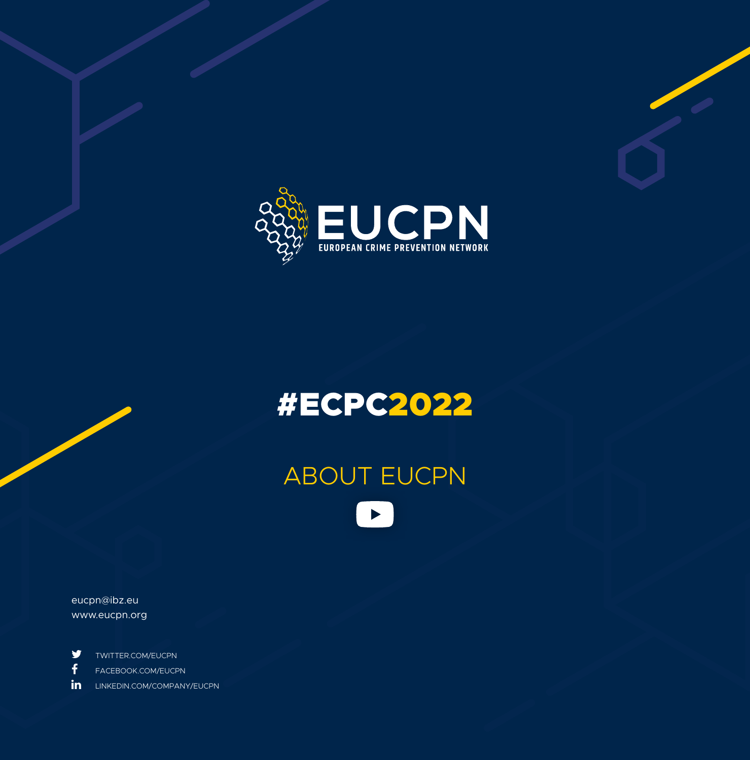EUCPN

EUROPEAN CRIME PREVENTION NETWORK

#ECPC2022

ABOUT EUCPN

eucpn@ibz.eu
www.eucpn.org

TWITTER.COM/EUCPN
FACEBOOK.COM/EUCPN
LINKEDIN.COM/COMPANY/EUCPN